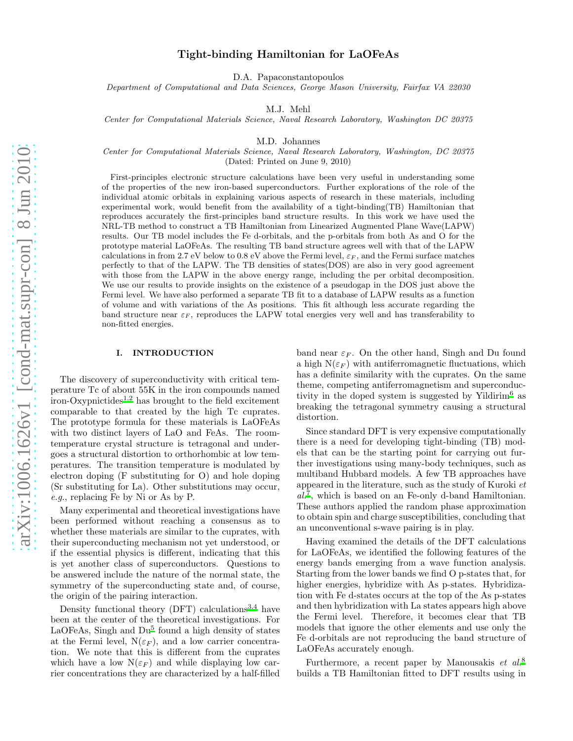# Tight-binding Hamiltonian for LaOFeAs

D.A. Papaconstantopoulos

*Department of Computational and Data Sciences, George Mason University, Fairfax VA 22030*

M.J. Mehl

*Center for Computational Materials Science, Naval Research Laboratory, Washington DC 20375*

M.D. Johannes

*Center for Computational Materials Science, Naval Research Laboratory, Washington, DC 20375*

(Dated: Printed on June 9, 2010)

First-principles electronic structure calculations have been very useful in understanding some of the properties of the new iron-based superconductors. Further explorations of the role of the individual atomic orbitals in explaining various aspects of research in these materials, including experimental work, would benefit from the availability of a tight-binding(TB) Hamiltonian that reproduces accurately the first-principles band structure results. In this work we have used the NRL-TB method to construct a TB Hamiltonian from Linearized Augmented Plane Wave(LAPW) results. Our TB model includes the Fe d-orbitals, and the p-orbitals from both As and O for the prototype material LaOFeAs. The resulting TB band structure agrees well with that of the LAPW calculations in from 2.7 eV below to 0.8 eV above the Fermi level, $\varepsilon_F$, and the Fermi surface matches perfectly to that of the LAPW. The TB densities of states(DOS) are also in very good agreement with those from the LAPW in the above energy range, including the per orbital decomposition. We use our results to provide insights on the existence of a pseudogap in the DOS just above the Fermi level. We have also performed a separate TB fit to a database of LAPW results as a function of volume and with variations of the As positions. This fit although less accurate regarding the band structure near $\varepsilon_F$, reproduces the LAPW total energies very well and has transferability to non-fitted energies.

## I. INTRODUCTION

The discovery of superconductivity with critical temperature Tc of about 55K in the iron compounds named iron-Oxypnictides[1,2] has brought to the field excitement comparable to that created by the high Tc cuprates. The prototype formula for these materials is LaOFeAs with two distinct layers of LaO and FeAs. The room-temperature crystal structure is tetragonal and undergoes a structural distortion to orthorhombic at low temperatures. The transition temperature is modulated by electron doping (F substituting for O) and hole doping (Sr substituting for La). Other substitutions may occur, *e.g.*, replacing Fe by Ni or As by P.

Many experimental and theoretical investigations have been performed without reaching a consensus as to whether these materials are similar to the cuprates, with their superconducting mechanism not yet understood, or if the essential physics is different, indicating that this is yet another class of superconductors. Questions to be answered include the nature of the normal state, the symmetry of the superconducting state and, of course, the origin of the pairing interaction.

Density functional theory (DFT) calculations[3,4] have been at the center of the theoretical investigations. For LaOFeAs, Singh and Du[5] found a high density of states at the Fermi level, N($\varepsilon_F$), and a low carrier concentration. We note that this is different from the cuprates which have a low N($\varepsilon_F$) and while displaying low carrier concentrations they are characterized by a half-filled band near $\varepsilon_F$. On the other hand, Singh and Du found a high N($\varepsilon_F$) with antiferromagnetic fluctuations, which has a definite similarity with the cuprates. On the same theme, competing antiferromagnetism and superconductivity in the doped system is suggested by Yildirim[6] as breaking the tetragonal symmetry causing a structural distortion.

Since standard DFT is very expensive computationally there is a need for developing tight-binding (TB) models that can be the starting point for carrying out further investigations using many-body techniques, such as multiband Hubbard models. A few TB approaches have appeared in the literature, such as the study of Kuroki *et al.*[7], which is based on an Fe-only d-band Hamiltonian. These authors applied the random phase approximation to obtain spin and charge susceptibilities, concluding that an unconventional s-wave pairing is in play.

Having examined the details of the DFT calculations for LaOFeAs, we identified the following features of the energy bands emerging from a wave function analysis. Starting from the lower bands we find O p-states that, for higher energies, hybridize with As p-states. Hybridization with Fe d-states occurs at the top of the As p-states and then hybridization with La states appears high above the Fermi level. Therefore, it becomes clear that TB models that ignore the other elements and use only the Fe d-orbitals are not reproducing the band structure of LaOFeAs accurately enough.

Furthermore, a recent paper by Manousakis *et al.*[8] builds a TB Hamiltonian fitted to DFT results using in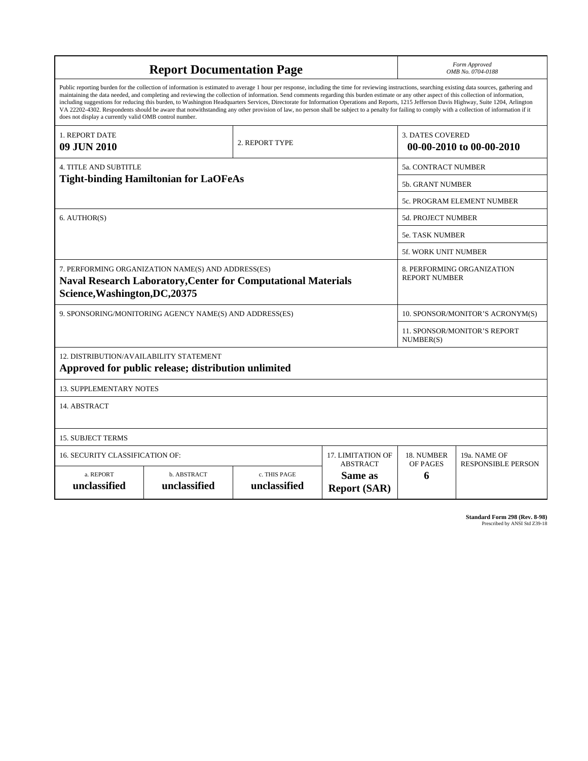# Report Documentation Page

*Form Approved*
*OMB No. 0704-0188*

Public reporting burden for the collection of information is estimated to average 1 hour per response, including the time for reviewing instructions, searching existing data sources, gathering and maintaining the data needed, and completing and reviewing the collection of information. Send comments regarding this burden estimate or any other aspect of this collection of information, including suggestions for reducing this burden, to Washington Headquarters Services, Directorate for Information Operations and Reports, 1215 Jefferson Davis Highway, Suite 1204, Arlington VA 22202-4302. Respondents should be aware that notwithstanding any other provision of law, no person shall be subject to a penalty for failing to comply with a collection of information if it does not display a currently valid OMB control number.

| | | |
|---|---|---|
| 1. REPORT DATE<br>**09 JUN 2010** | 2. REPORT TYPE | 3. DATES COVERED<br>**00-00-2010 to 00-00-2010** |
| 4. TITLE AND SUBTITLE<br>**Tight-binding Hamiltonian for LaOFeAs** | | 5a. CONTRACT NUMBER |
| | | 5b. GRANT NUMBER |
| | | 5c. PROGRAM ELEMENT NUMBER |
| 6. AUTHOR(S) | | 5d. PROJECT NUMBER |
| | | 5e. TASK NUMBER |
| | | 5f. WORK UNIT NUMBER |
| 7. PERFORMING ORGANIZATION NAME(S) AND ADDRESS(ES)<br>**Naval Research Laboratory,Center for Computational Materials Science,Washington,DC,20375** | | 8. PERFORMING ORGANIZATION REPORT NUMBER |
| 9. SPONSORING/MONITORING AGENCY NAME(S) AND ADDRESS(ES) | | 10. SPONSOR/MONITOR'S ACRONYM(S) |
| | | 11. SPONSOR/MONITOR'S REPORT NUMBER(S) |
| 12. DISTRIBUTION/AVAILABILITY STATEMENT<br>**Approved for public release; distribution unlimited** | | |
| 13. SUPPLEMENTARY NOTES | | |
| 14. ABSTRACT | | |
| 15. SUBJECT TERMS | | |

| 16. SECURITY CLASSIFICATION OF: | | | 17. LIMITATION OF ABSTRACT | 18. NUMBER OF PAGES | 19a. NAME OF RESPONSIBLE PERSON |
|---|---|---|---|---|---|
| a. REPORT<br>**unclassified** | b. ABSTRACT<br>**unclassified** | c. THIS PAGE<br>**unclassified** | **Same as Report (SAR)** | **6** | |

**Standard Form 298 (Rev. 8-98)**
Prescribed by ANSI Std Z39-18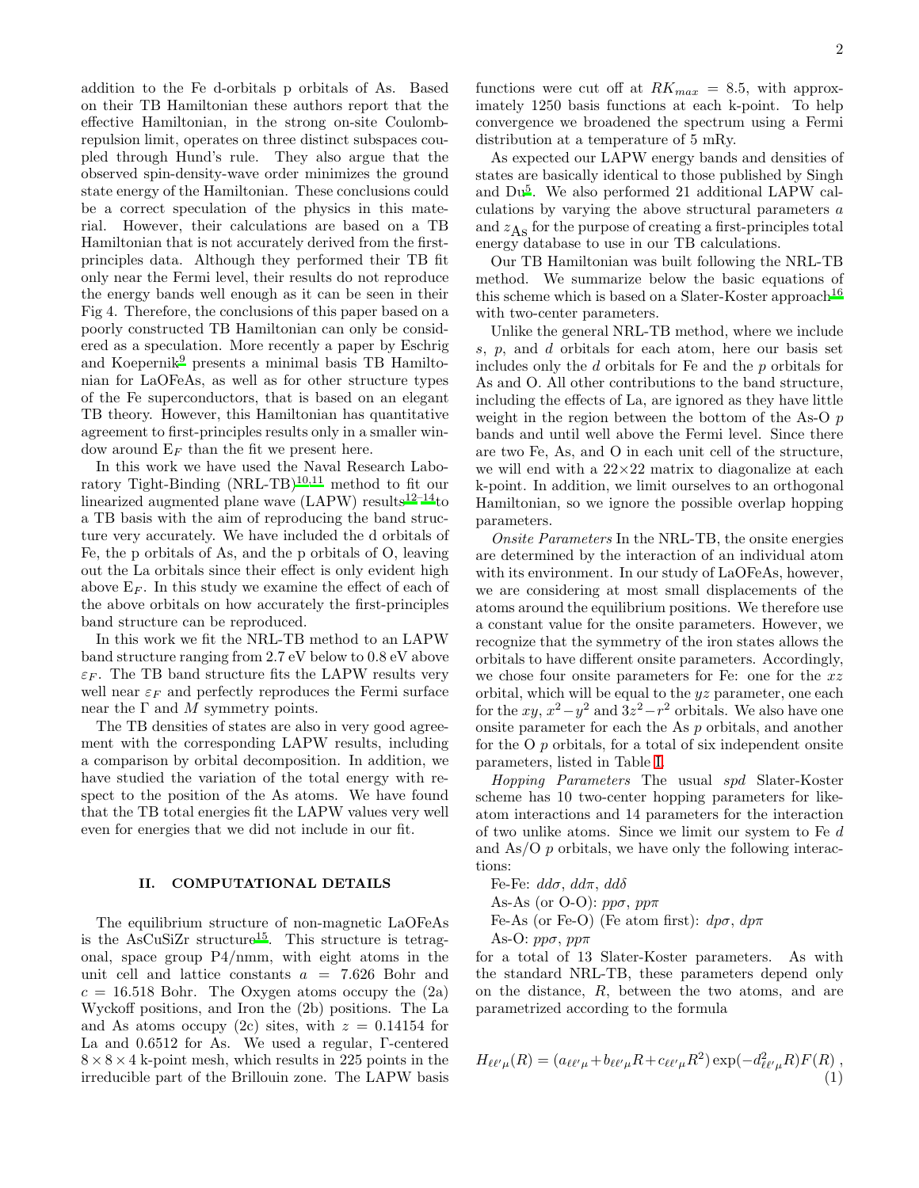addition to the Fe d-orbitals p orbitals of As. Based on their TB Hamiltonian these authors report that the effective Hamiltonian, in the strong on-site Coulomb-repulsion limit, operates on three distinct subspaces coupled through Hund's rule. They also argue that the observed spin-density-wave order minimizes the ground state energy of the Hamiltonian. These conclusions could be a correct speculation of the physics in this material. However, their calculations are based on a TB Hamiltonian that is not accurately derived from the first-principles data. Although they performed their TB fit only near the Fermi level, their results do not reproduce the energy bands well enough as it can be seen in their Fig 4. Therefore, the conclusions of this paper based on a poorly constructed TB Hamiltonian can only be considered as a speculation. More recently a paper by Eschrig and Koepernik[9] presents a minimal basis TB Hamiltonian for LaOFeAs, as well as for other structure types of the Fe superconductors, that is based on an elegant TB theory. However, this Hamiltonian has quantitative agreement to first-principles results only in a smaller window around $E_F$ than the fit we present here.

In this work we have used the Naval Research Laboratory Tight-Binding (NRL-TB)[10,11] method to fit our linearized augmented plane wave (LAPW) results[12–14]to a TB basis with the aim of reproducing the band structure very accurately. We have included the d orbitals of Fe, the p orbitals of As, and the p orbitals of O, leaving out the La orbitals since their effect is only evident high above $E_F$. In this study we examine the effect of each of the above orbitals on how accurately the first-principles band structure can be reproduced.

In this work we fit the NRL-TB method to an LAPW band structure ranging from 2.7 eV below to 0.8 eV above $\varepsilon_F$. The TB band structure fits the LAPW results very well near $\varepsilon_F$ and perfectly reproduces the Fermi surface near the $\Gamma$ and $M$ symmetry points.

The TB densities of states are also in very good agreement with the corresponding LAPW results, including a comparison by orbital decomposition. In addition, we have studied the variation of the total energy with respect to the position of the As atoms. We have found that the TB total energies fit the LAPW values very well even for energies that we did not include in our fit.

## II. COMPUTATIONAL DETAILS

The equilibrium structure of non-magnetic LaOFeAs is the AsCuSiZr structure[15]. This structure is tetragonal, space group P4/nmm, with eight atoms in the unit cell and lattice constants $a$ = 7.626 Bohr and $c$ = 16.518 Bohr. The Oxygen atoms occupy the (2a) Wyckoff positions, and Iron the (2b) positions. The La and As atoms occupy (2c) sites, with $z$ = 0.14154 for La and 0.6512 for As. We used a regular, $\Gamma$-centered $8 \times 8 \times 4$ k-point mesh, which results in 225 points in the irreducible part of the Brillouin zone. The LAPW basis functions were cut off at $RK_{max}$ = 8.5, with approximately 1250 basis functions at each k-point. To help convergence we broadened the spectrum using a Fermi distribution at a temperature of 5 mRy.

As expected our LAPW energy bands and densities of states are basically identical to those published by Singh and Du[5]. We also performed 21 additional LAPW calculations by varying the above structural parameters $a$ and $z_{\rm As}$ for the purpose of creating a first-principles total energy database to use in our TB calculations.

Our TB Hamiltonian was built following the NRL-TB method. We summarize below the basic equations of this scheme which is based on a Slater-Koster approach[16] with two-center parameters.

Unlike the general NRL-TB method, where we include $s$, $p$, and $d$ orbitals for each atom, here our basis set includes only the $d$ orbitals for Fe and the $p$ orbitals for As and O. All other contributions to the band structure, including the effects of La, are ignored as they have little weight in the region between the bottom of the As-O $p$ bands and until well above the Fermi level. Since there are two Fe, As, and O in each unit cell of the structure, we will end with a $22 \times 22$ matrix to diagonalize at each k-point. In addition, we limit ourselves to an orthogonal Hamiltonian, so we ignore the possible overlap hopping parameters.

*Onsite Parameters* In the NRL-TB, the onsite energies are determined by the interaction of an individual atom with its environment. In our study of LaOFeAs, however, we are considering at most small displacements of the atoms around the equilibrium positions. We therefore use a constant value for the onsite parameters. However, we recognize that the symmetry of the iron states allows the orbitals to have different onsite parameters. Accordingly, we chose four onsite parameters for Fe: one for the $xz$ orbital, which will be equal to the $yz$ parameter, one each for the $xy$, $x^2-y^2$ and $3z^2-r^2$ orbitals. We also have one onsite parameter for each the As $p$ orbitals, and another for the O $p$ orbitals, for a total of six independent onsite parameters, listed in Table I.

*Hopping Parameters* The usual *spd* Slater-Koster scheme has 10 two-center hopping parameters for like-atom interactions and 14 parameters for the interaction of two unlike atoms. Since we limit our system to Fe $d$ and As/O $p$ orbitals, we have only the following interactions:

Fe-Fe: $dd\sigma$, $dd\pi$, $dd\delta$

As-As (or O-O): $pp\sigma$, $pp\pi$

Fe-As (or Fe-O) (Fe atom first): $dp\sigma$, $dp\pi$

As-O: $pp\sigma$, $pp\pi$

for a total of 13 Slater-Koster parameters. As with the standard NRL-TB, these parameters depend only on the distance, $R$, between the two atoms, and are parametrized according to the formula

$$H_{\ell\ell'\mu}(R) = (a_{\ell\ell'\mu} + b_{\ell\ell'\mu}R + c_{\ell\ell'\mu}R^2)\exp(-d^2_{\ell\ell'\mu}R)F(R) \,, \quad (1)$$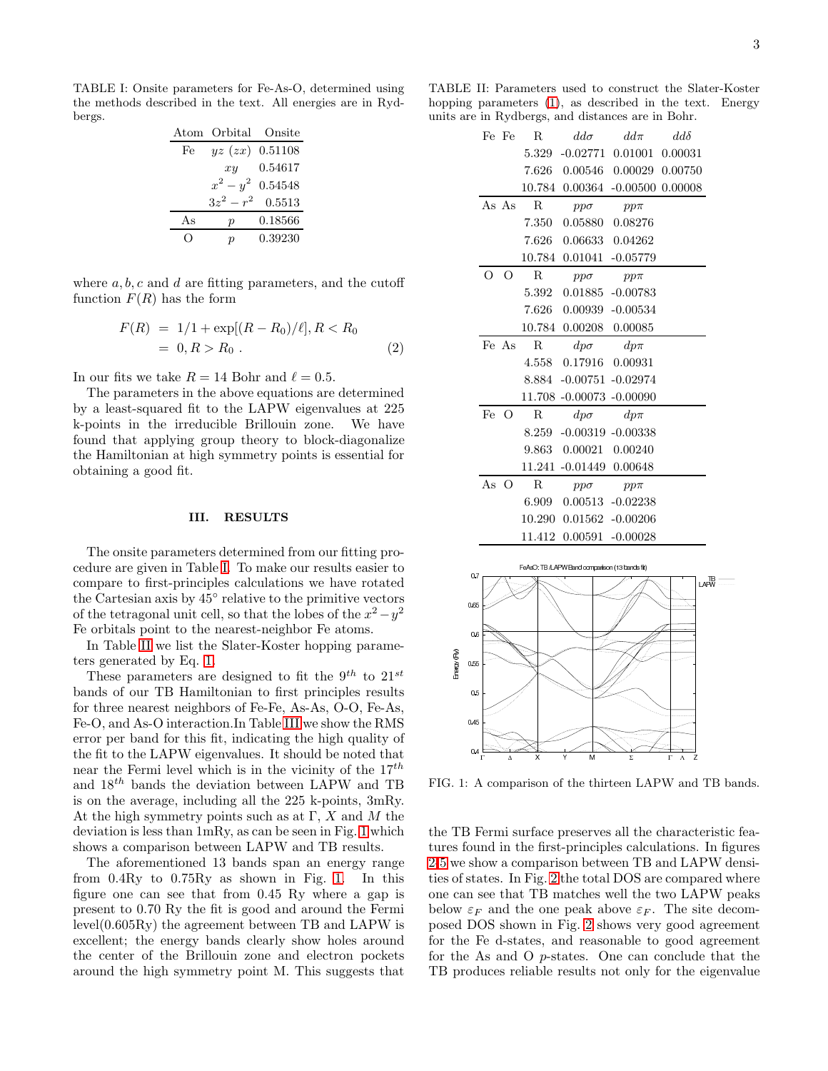TABLE I: Onsite parameters for Fe-As-O, determined using the methods described in the text. All energies are in Rydbergs.

| Atom | Orbital | Onsite |
|---|---|---|
| Fe | $yz$ $(zx)$ | 0.51108 |
| | $xy$ | 0.54617 |
| | $x^2-y^2$ | 0.54548 |
| | $3z^2-r^2$ | 0.5513 |
| As | $p$ | 0.18566 |
| O | $p$ | 0.39230 |

where $a, b, c$ and $d$ are fitting parameters, and the cutoff function $F(R)$ has the form

$$F(R) = 1/1+\exp[(R-R_0)/\ell], R < R_0$$
$$= 0, R > R_0 \ . \quad (2)$$

In our fits we take $R = 14$ Bohr and $\ell = 0.5$.

The parameters in the above equations are determined by a least-squared fit to the LAPW eigenvalues at 225 k-points in the irreducible Brillouin zone. We have found that applying group theory to block-diagonalize the Hamiltonian at high symmetry points is essential for obtaining a good fit.

## III. RESULTS

The onsite parameters determined from our fitting procedure are given in Table I. To make our results easier to compare to first-principles calculations we have rotated the Cartesian axis by 45° relative to the primitive vectors of the tetragonal unit cell, so that the lobes of the $x^2-y^2$ Fe orbitals point to the nearest-neighbor Fe atoms.

In Table II we list the Slater-Koster hopping parameters generated by Eq. 1.

These parameters are designed to fit the $9^{th}$ to $21^{st}$ bands of our TB Hamiltonian to first principles results for three nearest neighbors of Fe-Fe, As-As, O-O, Fe-As, Fe-O, and As-O interaction.In Table III we show the RMS error per band for this fit, indicating the high quality of the fit to the LAPW eigenvalues. It should be noted that near the Fermi level which is in the vicinity of the $17^{th}$ and $18^{th}$ bands the deviation between LAPW and TB is on the average, including all the 225 k-points, 3mRy. At the high symmetry points such as at $\Gamma$, $X$ and $M$ the deviation is less than 1mRy, as can be seen in Fig. 1 which shows a comparison between LAPW and TB results.

The aforementioned 13 bands span an energy range from 0.4Ry to 0.75Ry as shown in Fig. 1. In this figure one can see that from 0.45 Ry where a gap is present to 0.70 Ry the fit is good and around the Fermi level(0.605Ry) the agreement between TB and LAPW is excellent; the energy bands clearly show holes around the center of the Brillouin zone and electron pockets around the high symmetry point M. This suggests that the TB Fermi surface preserves all the characteristic features found in the first-principles calculations. In figures 2-5 we show a comparison between TB and LAPW densities of states. In Fig. 2 the total DOS are compared where one can see that TB matches well the two LAPW peaks below $\varepsilon_F$ and the one peak above $\varepsilon_F$. The site decomposed DOS shown in Fig. 2 shows very good agreement for the Fe d-states, and reasonable to good agreement for the As and O $p$-states. One can conclude that the TB produces reliable results not only for the eigenvalue

TABLE II: Parameters used to construct the Slater-Koster hopping parameters (1), as described in the text. Energy units are in Rydbergs, and distances are in Bohr.

| | R | | | |
|---|---|---|---|---|
| Fe Fe | R | $dd\sigma$ | $dd\pi$ | $dd\delta$ |
| | 5.329 | -0.02771 | 0.01001 | 0.00031 |
| | 7.626 | 0.00546 | 0.00029 | 0.00750 |
| | 10.784 | 0.00364 | -0.00500 | 0.00008 |
| As As | R | $pp\sigma$ | $pp\pi$ | |
| | 7.350 | 0.05880 | 0.08276 | |
| | 7.626 | 0.06633 | 0.04262 | |
| | 10.784 | 0.01041 | -0.05779 | |
| O O | R | $pp\sigma$ | $pp\pi$ | |
| | 5.392 | 0.01885 | -0.00783 | |
| | 7.626 | 0.00939 | -0.00534 | |
| | 10.784 | 0.00208 | 0.00085 | |
| Fe As | R | $dp\sigma$ | $dp\pi$ | |
| | 4.558 | 0.17916 | 0.00931 | |
| | 8.884 | -0.00751 | -0.02974 | |
| | 11.708 | -0.00073 | -0.00090 | |
| Fe O | R | $dp\sigma$ | $dp\pi$ | |
| | 8.259 | -0.00319 | -0.00338 | |
| | 9.863 | 0.00021 | 0.00240 | |
| | 11.241 | -0.01449 | 0.00648 | |
| As O | R | $pp\sigma$ | $pp\pi$ | |
| | 6.909 | 0.00513 | -0.02238 | |
| | 10.290 | 0.01562 | -0.00206 | |
| | 11.412 | 0.00591 | -0.00028 | |

FeAsO: TB / LAPW Band comparison (13 bands fit)

TB
LAPW

Energy (Ry)

0.7
0.65
0.6
0.55
0.5
0.45
0.4

Γ Δ X Y M Σ Γ Λ Z

FIG. 1: A comparison of the thirteen LAPW and TB bands.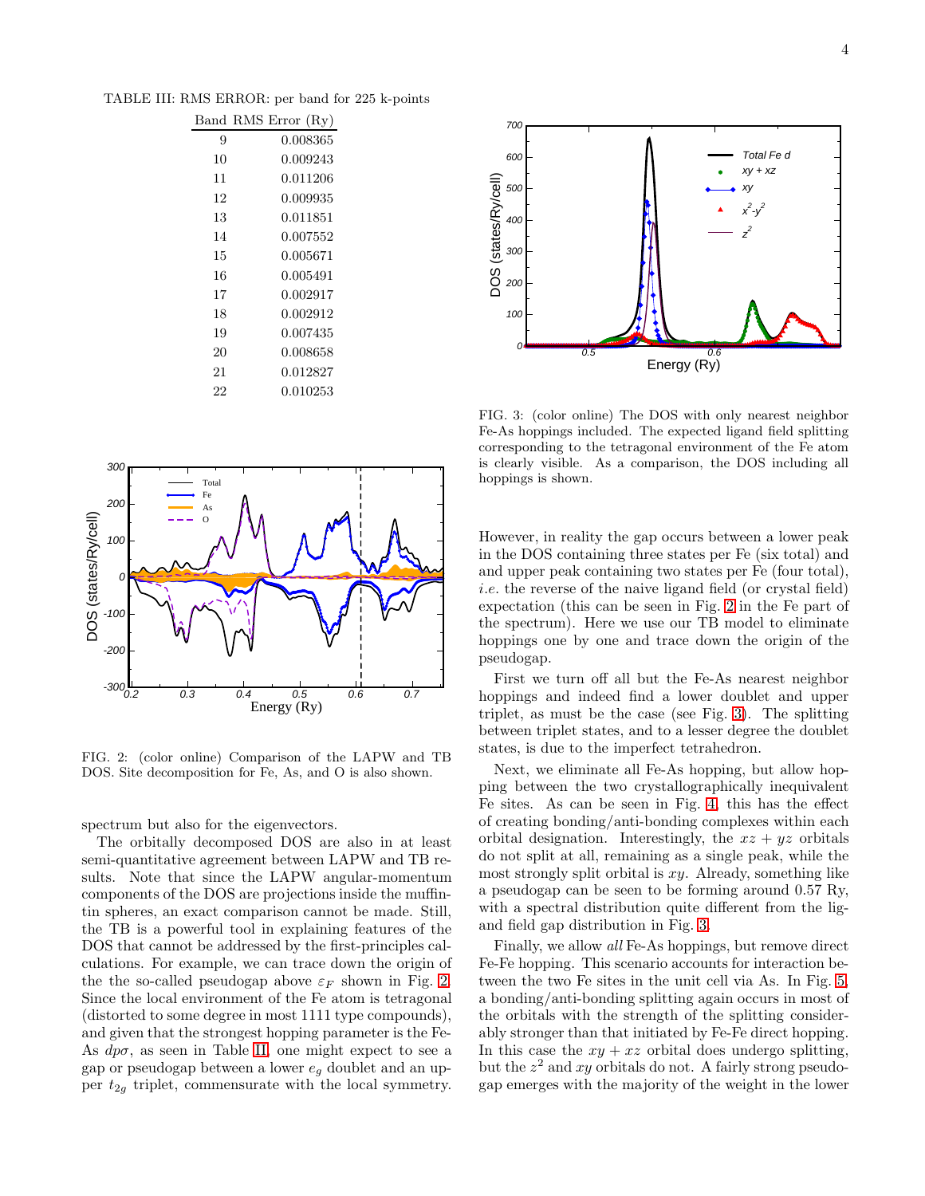TABLE III: RMS ERROR: per band for 225 k-points

| Band | RMS Error (Ry) |
|---|---|
| 9 | 0.008365 |
| 10 | 0.009243 |
| 11 | 0.011206 |
| 12 | 0.009935 |
| 13 | 0.011851 |
| 14 | 0.007552 |
| 15 | 0.005671 |
| 16 | 0.005491 |
| 17 | 0.002917 |
| 18 | 0.002912 |
| 19 | 0.007435 |
| 20 | 0.008658 |
| 21 | 0.012827 |
| 22 | 0.010253 |

DOS (states/Ry/cell)
Energy (Ry)
Total
Fe
As
O
300
200
100
0
-100
-200
-300
0.2
0.3
0.4
0.5
0.6
0.7

FIG. 2: (color online) Comparison of the LAPW and TB DOS. Site decomposition for Fe, As, and O is also shown.

spectrum but also for the eigenvectors.

The orbitally decomposed DOS are also in at least semi-quantitative agreement between LAPW and TB results. Note that since the LAPW angular-momentum components of the DOS are projections inside the muffin-tin spheres, an exact comparison cannot be made. Still, the TB is a powerful tool in explaining features of the DOS that cannot be addressed by the first-principles calculations. For example, we can trace down the origin of the the so-called pseudogap above $\varepsilon_F$ shown in Fig. 2. Since the local environment of the Fe atom is tetragonal (distorted to some degree in most 1111 type compounds), and given that the strongest hopping parameter is the Fe-As $dp\sigma$, as seen in Table II, one might expect to see a gap or pseudogap between a lower $e_g$ doublet and an upper $t_{2g}$ triplet, commensurate with the local symmetry.

DOS (states/Ry/cell)
Energy (Ry)
Total Fe d
xy + xz
xy
$x^2$-$y^2$
$z^2$
700
600
500
400
300
200
100
0
0.5
0.6

FIG. 3: (color online) The DOS with only nearest neighbor Fe-As hoppings included. The expected ligand field splitting corresponding to the tetragonal environment of the Fe atom is clearly visible. As a comparison, the DOS including all hoppings is shown.

However, in reality the gap occurs between a lower peak in the DOS containing three states per Fe (six total) and and upper peak containing two states per Fe (four total), *i.e.* the reverse of the naive ligand field (or crystal field) expectation (this can be seen in Fig. 2 in the Fe part of the spectrum). Here we use our TB model to eliminate hoppings one by one and trace down the origin of the pseudogap.

First we turn off all but the Fe-As nearest neighbor hoppings and indeed find a lower doublet and upper triplet, as must be the case (see Fig. 3). The splitting between triplet states, and to a lesser degree the doublet states, is due to the imperfect tetrahedron.

Next, we eliminate all Fe-As hopping, but allow hopping between the two crystallographically inequivalent Fe sites. As can be seen in Fig. 4, this has the effect of creating bonding/anti-bonding complexes within each orbital designation. Interestingly, the $xz + yz$ orbitals do not split at all, remaining as a single peak, while the most strongly split orbital is $xy$. Already, something like a pseudogap can be seen to be forming around 0.57 Ry, with a spectral distribution quite different from the ligand field gap distribution in Fig. 3.

Finally, we allow *all* Fe-As hoppings, but remove direct Fe-Fe hopping. This scenario accounts for interaction between the two Fe sites in the unit cell via As. In Fig. 5, a bonding/anti-bonding splitting again occurs in most of the orbitals with the strength of the splitting considerably stronger than that initiated by Fe-Fe direct hopping. In this case the $xy + xz$ orbital does undergo splitting, but the $z^2$ and $xy$ orbitals do not. A fairly strong pseudogap emerges with the majority of the weight in the lower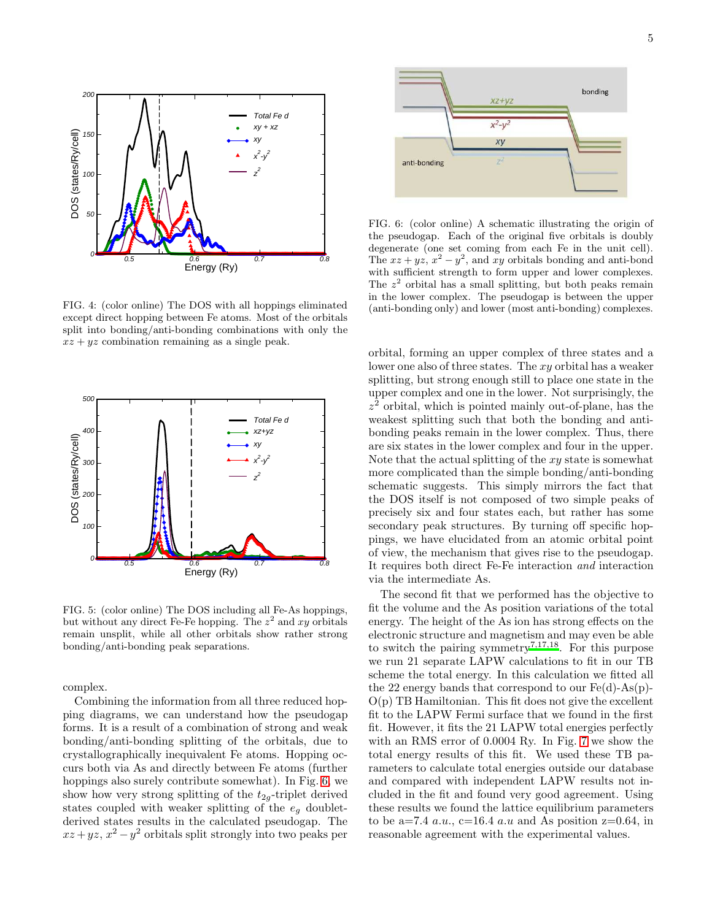200

150

100

50

0

DOS (states/Ry/cell)

0.5

0.6

0.7

0.8

Energy (Ry)

Total Fe d

xy + xz

xy

$x^2$-$y^2$

$z^2$

FIG. 4: (color online) The DOS with all hoppings eliminated except direct hopping between Fe atoms. Most of the orbitals split into bonding/anti-bonding combinations with only the $xz + yz$ combination remaining as a single peak.

500

400

300

200

100

0

DOS (states/Ry/cell)

0.5

0.6

0.7

0.8

Energy (Ry)

Total Fe d

xz+yz

xy

$x^2$-$y^2$

$z^2$

FIG. 5: (color online) The DOS including all Fe-As hoppings, but without any direct Fe-Fe hopping. The $z^2$ and $xy$ orbitals remain unsplit, while all other orbitals show rather strong bonding/anti-bonding peak separations.

complex.

Combining the information from all three reduced hopping diagrams, we can understand how the pseudogap forms. It is a result of a combination of strong and weak bonding/anti-bonding splitting of the orbitals, due to crystallographically inequivalent Fe atoms. Hopping occurs both via As and directly between Fe atoms (further hoppings also surely contribute somewhat). In Fig. 6, we show how very strong splitting of the $t_{2g}$-triplet derived states coupled with weaker splitting of the $e_g$ doublet-derived states results in the calculated pseudogap. The $xz+yz$, $x^2-y^2$ orbitals split strongly into two peaks per orbital, forming an upper complex of three states and a lower one also of three states. The $xy$ orbital has a weaker splitting, but strong enough still to place one state in the upper complex and one in the lower. Not surprisingly, the $z^2$ orbital, which is pointed mainly out-of-plane, has the weakest splitting such that both the bonding and anti-bonding peaks remain in the lower complex. Thus, there are six states in the lower complex and four in the upper. Note that the actual splitting of the $xy$ state is somewhat more complicated than the simple bonding/anti-bonding schematic suggests. This simply mirrors the fact that the DOS itself is not composed of two simple peaks of precisely six and four states each, but rather has some secondary peak structures. By turning off specific hoppings, we have elucidated from an atomic orbital point of view, the mechanism that gives rise to the pseudogap. It requires both direct Fe-Fe interaction *and* interaction via the intermediate As.

bonding

xz+yz

$x^2$-$y^2$

xy

anti-bonding

$z^2$

FIG. 6: (color online) A schematic illustrating the origin of the pseudogap. Each of the original five orbitals is doubly degenerate (one set coming from each Fe in the unit cell). The $xz + yz$, $x^2 - y^2$, and $xy$ orbitals bonding and anti-bond with sufficient strength to form upper and lower complexes. The $z^2$ orbital has a small splitting, but both peaks remain in the lower complex. The pseudogap is between the upper (anti-bonding only) and lower (most anti-bonding) complexes.

The second fit that we performed has the objective to fit the volume and the As position variations of the total energy. The height of the As ion has strong effects on the electronic structure and magnetism and may even be able to switch the pairing symmetry[7,17,18]. For this purpose we run 21 separate LAPW calculations to fit in our TB scheme the total energy. In this calculation we fitted all the 22 energy bands that correspond to our Fe(d)-As(p)-O(p) TB Hamiltonian. This fit does not give the excellent fit to the LAPW Fermi surface that we found in the first fit. However, it fits the 21 LAPW total energies perfectly with an RMS error of 0.0004 Ry. In Fig. 7 we show the total energy results of this fit. We used these TB parameters to calculate total energies outside our database and compared with independent LAPW results not included in the fit and found very good agreement. Using these results we found the lattice equilibrium parameters to be a=7.4 *a.u.*, c=16.4 *a.u* and As position z=0.64, in reasonable agreement with the experimental values.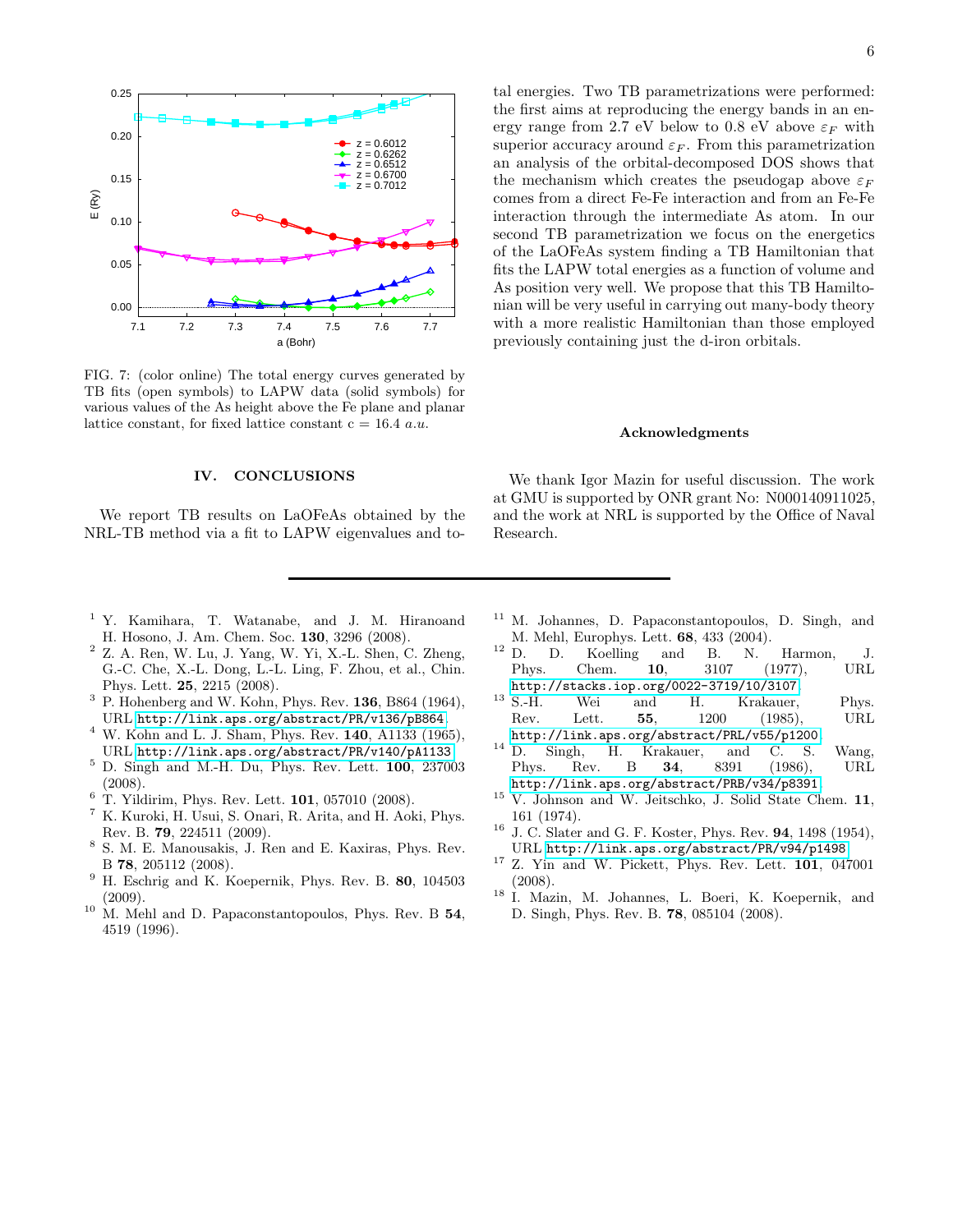0.25
0.20
0.15
0.10
0.05
0.00
E (Ry)
7.1 7.2 7.3 7.4 7.5 7.6 7.7
a (Bohr)
z = 0.6012
z = 0.6262
z = 0.6512
z = 0.6700
z = 0.7012

FIG. 7: (color online) The total energy curves generated by TB fits (open symbols) to LAPW data (solid symbols) for various values of the As height above the Fe plane and planar lattice constant, for fixed lattice constant c = 16.4 *a.u.*

## IV. CONCLUSIONS

We report TB results on LaOFeAs obtained by the NRL-TB method via a fit to LAPW eigenvalues and total energies. Two TB parametrizations were performed: the first aims at reproducing the energy bands in an energy range from 2.7 eV below to 0.8 eV above $\varepsilon_F$ with superior accuracy around $\varepsilon_F$. From this parametrization an analysis of the orbital-decomposed DOS shows that the mechanism which creates the pseudogap above $\varepsilon_F$ comes from a direct Fe-Fe interaction and from an Fe-Fe interaction through the intermediate As atom. In our second TB parametrization we focus on the energetics of the LaOFeAs system finding a TB Hamiltonian that fits the LAPW total energies as a function of volume and As position very well. We propose that this TB Hamiltonian will be very useful in carrying out many-body theory with a more realistic Hamiltonian than those employed previously containing just the d-iron orbitals.

### Acknowledgments

We thank Igor Mazin for useful discussion. The work at GMU is supported by ONR grant No: N000140911025, and the work at NRL is supported by the Office of Naval Research.

---

[1] Y. Kamihara, T. Watanabe, and J. M. Hiranoand H. Hosono, J. Am. Chem. Soc. **130**, 3296 (2008).
[2] Z. A. Ren, W. Lu, J. Yang, W. Yi, X.-L. Shen, C. Zheng, G.-C. Che, X.-L. Dong, L.-L. Ling, F. Zhou, et al., Chin. Phys. Lett. **25**, 2215 (2008).
[3] P. Hohenberg and W. Kohn, Phys. Rev. **136**, B864 (1964), URL http://link.aps.org/abstract/PR/v136/pB864.
[4] W. Kohn and L. J. Sham, Phys. Rev. **140**, A1133 (1965), URL http://link.aps.org/abstract/PR/v140/pA1133.
[5] D. Singh and M.-H. Du, Phys. Rev. Lett. **100**, 237003 (2008).
[6] T. Yildirim, Phys. Rev. Lett. **101**, 057010 (2008).
[7] K. Kuroki, H. Usui, S. Onari, R. Arita, and H. Aoki, Phys. Rev. B. **79**, 224511 (2009).
[8] S. M. E. Manousakis, J. Ren and E. Kaxiras, Phys. Rev. B **78**, 205112 (2008).
[9] H. Eschrig and K. Koepernik, Phys. Rev. B. **80**, 104503 (2009).
[10] M. Mehl and D. Papaconstantopoulos, Phys. Rev. B **54**, 4519 (1996).
[11] M. Johannes, D. Papaconstantopoulos, D. Singh, and M. Mehl, Europhys. Lett. **68**, 433 (2004).
[12] D. D. Koelling and B. N. Harmon, J. Phys. Chem. **10**, 3107 (1977), URL http://stacks.iop.org/0022-3719/10/3107.
[13] S.-H. Wei and H. Krakauer, Phys. Rev. Lett. **55**, 1200 (1985), URL http://link.aps.org/abstract/PRL/v55/p1200.
[14] D. Singh, H. Krakauer, and C. S. Wang, Phys. Rev. B **34**, 8391 (1986), URL http://link.aps.org/abstract/PRB/v34/p8391.
[15] V. Johnson and W. Jeitschko, J. Solid State Chem. **11**, 161 (1974).
[16] J. C. Slater and G. F. Koster, Phys. Rev. **94**, 1498 (1954), URL http://link.aps.org/abstract/PR/v94/p1498.
[17] Z. Yin and W. Pickett, Phys. Rev. Lett. **101**, 047001 (2008).
[18] I. Mazin, M. Johannes, L. Boeri, K. Koepernik, and D. Singh, Phys. Rev. B. **78**, 085104 (2008).